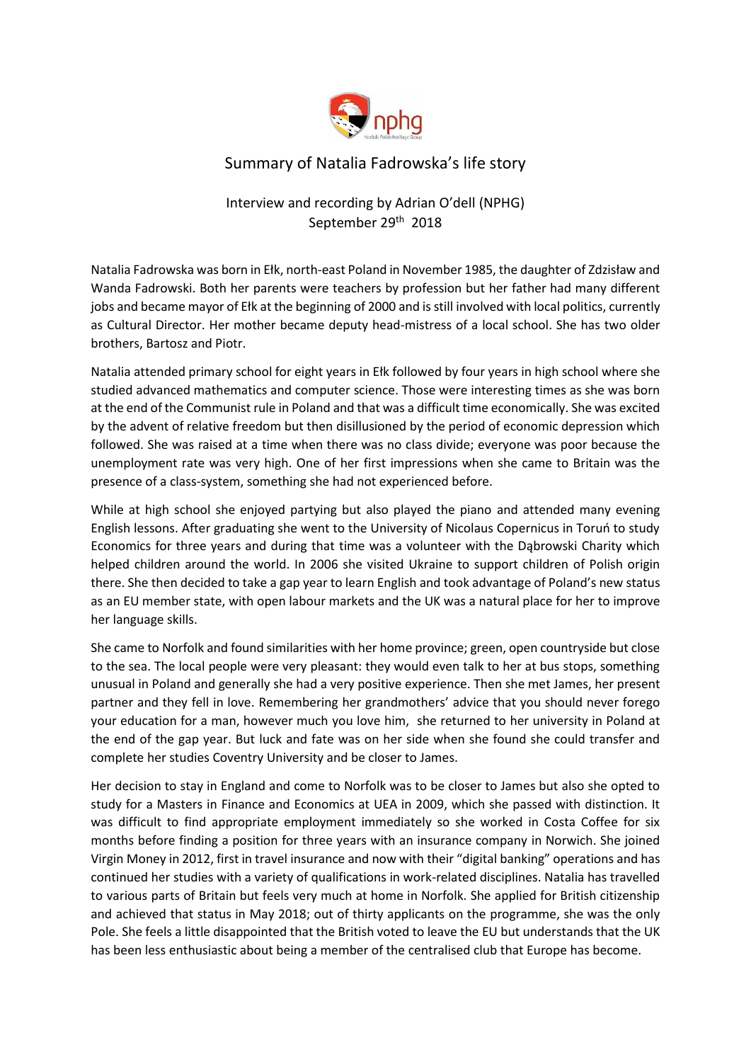# Summary of Natalia Fadrowska's life story

Interview and recording by Adrian O'dell (NPHG)
September 29th 2018

Natalia Fadrowska was born in Ełk, north-east Poland in November 1985, the daughter of Zdzisław and Wanda Fadrowski. Both her parents were teachers by profession but her father had many different jobs and became mayor of Ełk at the beginning of 2000 and is still involved with local politics, currently as Cultural Director. Her mother became deputy head-mistress of a local school. She has two older brothers, Bartosz and Piotr.

Natalia attended primary school for eight years in Ełk followed by four years in high school where she studied advanced mathematics and computer science. Those were interesting times as she was born at the end of the Communist rule in Poland and that was a difficult time economically. She was excited by the advent of relative freedom but then disillusioned by the period of economic depression which followed. She was raised at a time when there was no class divide; everyone was poor because the unemployment rate was very high. One of her first impressions when she came to Britain was the presence of a class-system, something she had not experienced before.

While at high school she enjoyed partying but also played the piano and attended many evening English lessons. After graduating she went to the University of Nicolaus Copernicus in Toruń to study Economics for three years and during that time was a volunteer with the Dąbrowski Charity which helped children around the world. In 2006 she visited Ukraine to support children of Polish origin there. She then decided to take a gap year to learn English and took advantage of Poland's new status as an EU member state, with open labour markets and the UK was a natural place for her to improve her language skills.

She came to Norfolk and found similarities with her home province; green, open countryside but close to the sea. The local people were very pleasant: they would even talk to her at bus stops, something unusual in Poland and generally she had a very positive experience. Then she met James, her present partner and they fell in love. Remembering her grandmothers' advice that you should never forego your education for a man, however much you love him, she returned to her university in Poland at the end of the gap year. But luck and fate was on her side when she found she could transfer and complete her studies Coventry University and be closer to James.

Her decision to stay in England and come to Norfolk was to be closer to James but also she opted to study for a Masters in Finance and Economics at UEA in 2009, which she passed with distinction. It was difficult to find appropriate employment immediately so she worked in Costa Coffee for six months before finding a position for three years with an insurance company in Norwich. She joined Virgin Money in 2012, first in travel insurance and now with their "digital banking" operations and has continued her studies with a variety of qualifications in work-related disciplines. Natalia has travelled to various parts of Britain but feels very much at home in Norfolk. She applied for British citizenship and achieved that status in May 2018; out of thirty applicants on the programme, she was the only Pole. She feels a little disappointed that the British voted to leave the EU but understands that the UK has been less enthusiastic about being a member of the centralised club that Europe has become.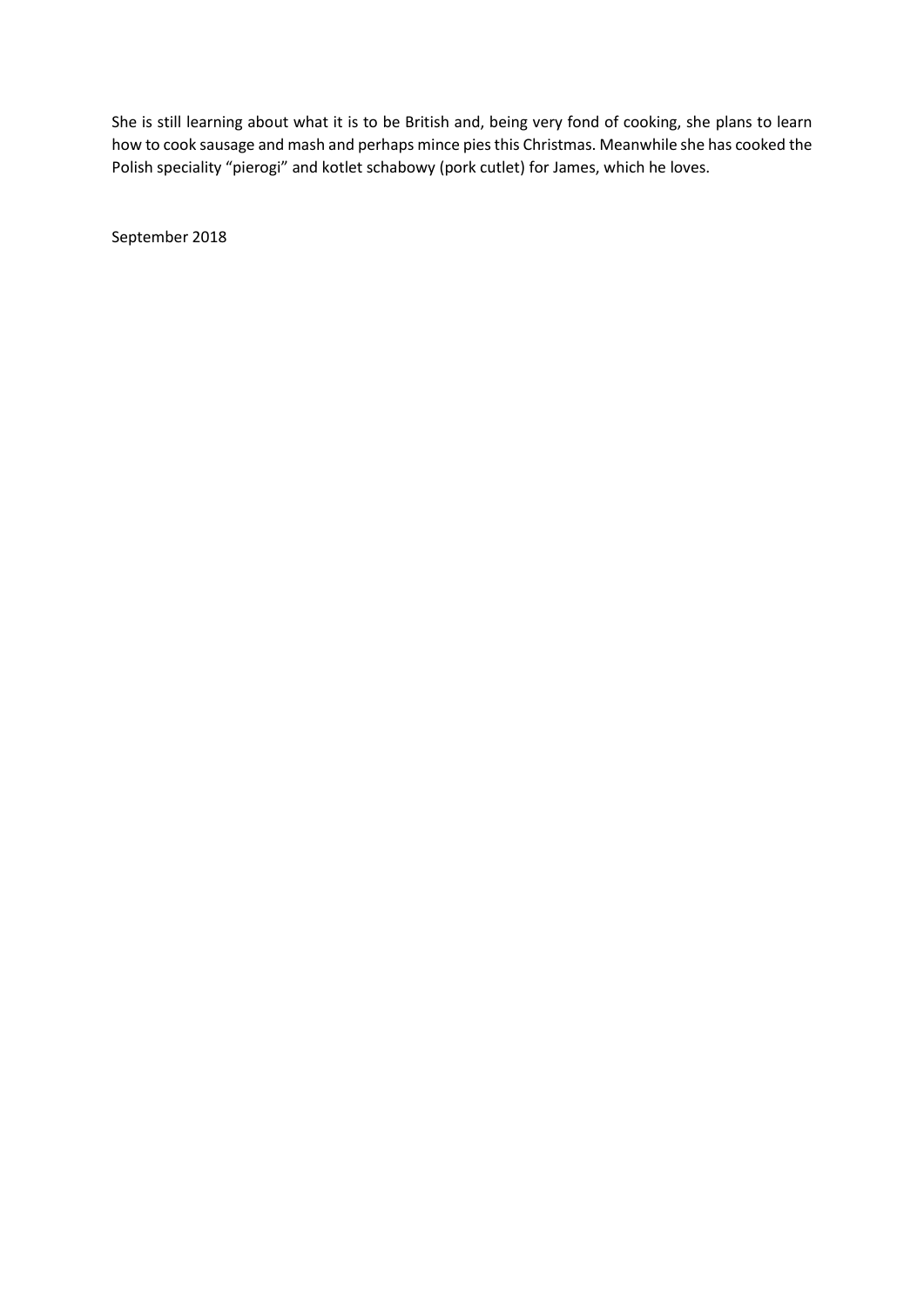She is still learning about what it is to be British and, being very fond of cooking, she plans to learn how to cook sausage and mash and perhaps mince pies this Christmas. Meanwhile she has cooked the Polish speciality "pierogi" and kotlet schabowy (pork cutlet) for James, which he loves.

September 2018